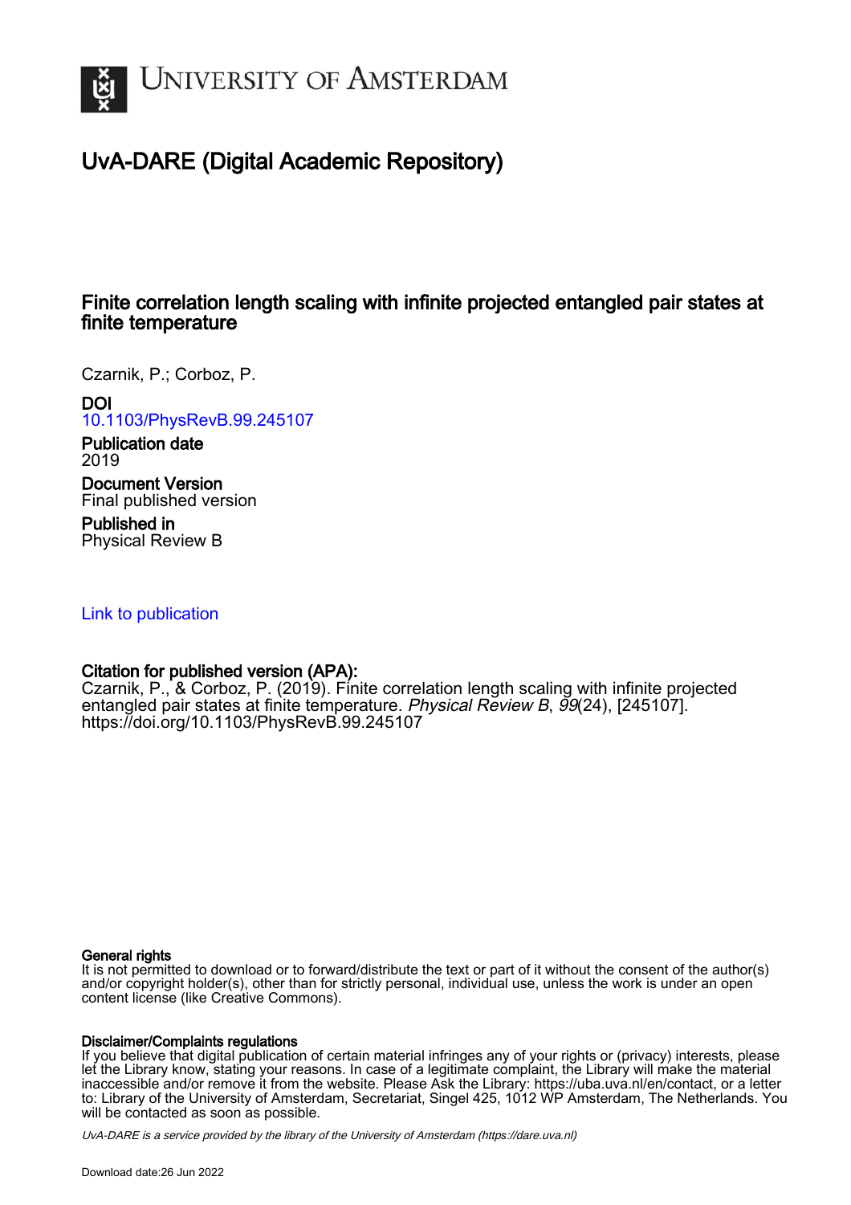UNIVERSITY OF AMSTERDAM

# UvA-DARE (Digital Academic Repository)

## Finite correlation length scaling with infinite projected entangled pair states at finite temperature

Czarnik, P.; Corboz, P.

**DOI**
10.1103/PhysRevB.99.245107

**Publication date**
2019

**Document Version**
Final published version

**Published in**
Physical Review B

Link to publication

**Citation for published version (APA):**
Czarnik, P., & Corboz, P. (2019). Finite correlation length scaling with infinite projected entangled pair states at finite temperature. *Physical Review B*, *99*(24), [245107]. https://doi.org/10.1103/PhysRevB.99.245107

**General rights**
It is not permitted to download or to forward/distribute the text or part of it without the consent of the author(s) and/or copyright holder(s), other than for strictly personal, individual use, unless the work is under an open content license (like Creative Commons).

**Disclaimer/Complaints regulations**
If you believe that digital publication of certain material infringes any of your rights or (privacy) interests, please let the Library know, stating your reasons. In case of a legitimate complaint, the Library will make the material inaccessible and/or remove it from the website. Please Ask the Library: https://uba.uva.nl/en/contact, or a letter to: Library of the University of Amsterdam, Secretariat, Singel 425, 1012 WP Amsterdam, The Netherlands. You will be contacted as soon as possible.

UvA-DARE is a service provided by the library of the University of Amsterdam (https://dare.uva.nl)

Download date:26 Jun 2022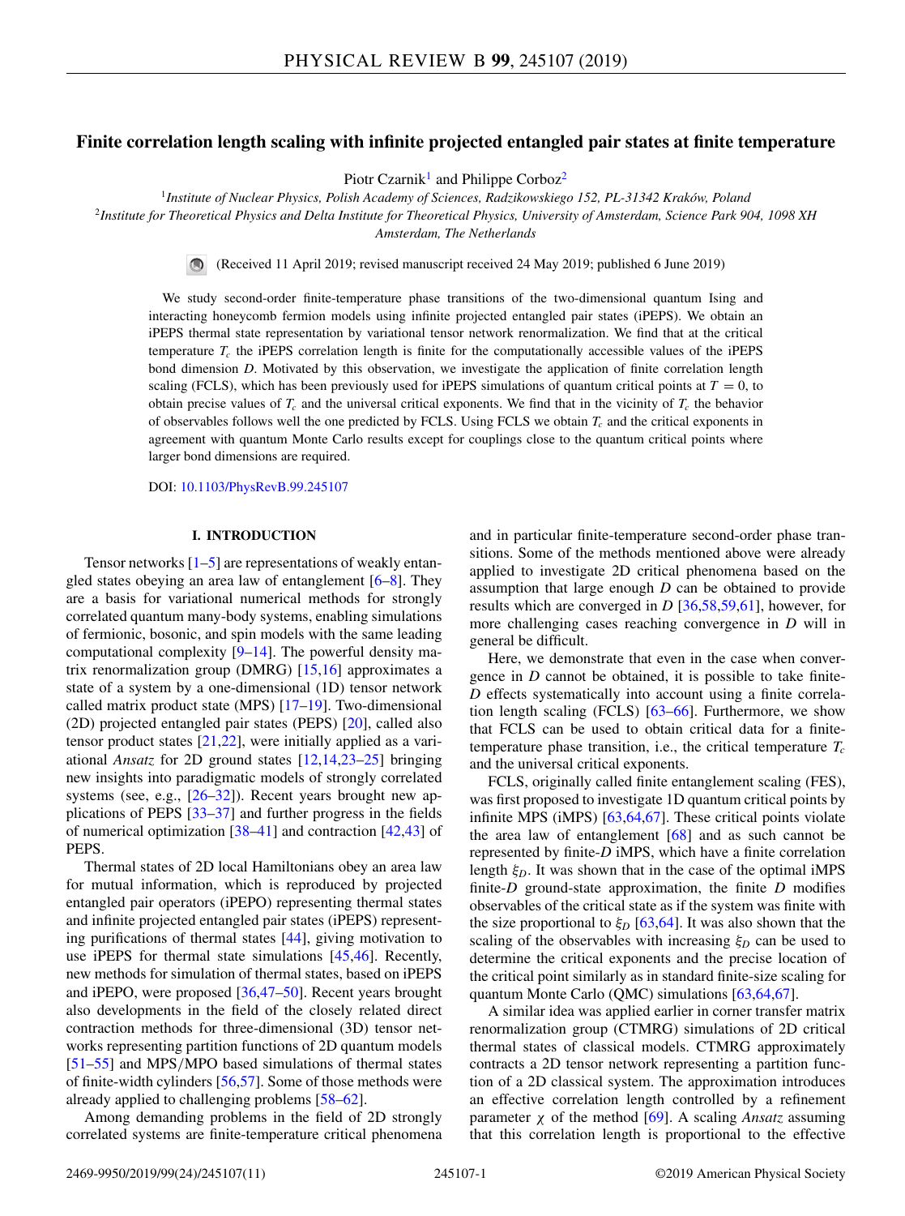# Finite correlation length scaling with infinite projected entangled pair states at finite temperature

Piotr Czarnik[1] and Philippe Corboz[2]

[1]*Institute of Nuclear Physics, Polish Academy of Sciences, Radzikowskiego 152, PL-31342 Kraków, Poland*
[2]*Institute for Theoretical Physics and Delta Institute for Theoretical Physics, University of Amsterdam, Science Park 904, 1098 XH Amsterdam, The Netherlands*

(Received 11 April 2019; revised manuscript received 24 May 2019; published 6 June 2019)

We study second-order finite-temperature phase transitions of the two-dimensional quantum Ising and interacting honeycomb fermion models using infinite projected entangled pair states (iPEPS). We obtain an iPEPS thermal state representation by variational tensor network renormalization. We find that at the critical temperature $T_c$ the iPEPS correlation length is finite for the computationally accessible values of the iPEPS bond dimension $D$. Motivated by this observation, we investigate the application of finite correlation length scaling (FCLS), which has been previously used for iPEPS simulations of quantum critical points at $T = 0$, to obtain precise values of $T_c$ and the universal critical exponents. We find that in the vicinity of $T_c$ the behavior of observables follows well the one predicted by FCLS. Using FCLS we obtain $T_c$ and the critical exponents in agreement with quantum Monte Carlo results except for couplings close to the quantum critical points where larger bond dimensions are required.

DOI: 10.1103/PhysRevB.99.245107

## I. INTRODUCTION

Tensor networks [1–5] are representations of weakly entangled states obeying an area law of entanglement [6–8]. They are a basis for variational numerical methods for strongly correlated quantum many-body systems, enabling simulations of fermionic, bosonic, and spin models with the same leading computational complexity [9–14]. The powerful density matrix renormalization group (DMRG) [15,16] approximates a state of a system by a one-dimensional (1D) tensor network called matrix product state (MPS) [17–19]. Two-dimensional (2D) projected entangled pair states (PEPS) [20], called also tensor product states [21,22], were initially applied as a variational *Ansatz* for 2D ground states [12,14,23–25] bringing new insights into paradigmatic models of strongly correlated systems (see, e.g., [26–32]). Recent years brought new applications of PEPS [33–37] and further progress in the fields of numerical optimization [38–41] and contraction [42,43] of PEPS.

Thermal states of 2D local Hamiltonians obey an area law for mutual information, which is reproduced by projected entangled pair operators (iPEPO) representing thermal states and infinite projected entangled pair states (iPEPS) representing purifications of thermal states [44], giving motivation to use iPEPS for thermal state simulations [45,46]. Recently, new methods for simulation of thermal states, based on iPEPS and iPEPO, were proposed [36,47–50]. Recent years brought also developments in the field of the closely related direct contraction methods for three-dimensional (3D) tensor networks representing partition functions of 2D quantum models [51–55] and MPS/MPO based simulations of thermal states of finite-width cylinders [56,57]. Some of those methods were already applied to challenging problems [58–62].

Among demanding problems in the field of 2D strongly correlated systems are finite-temperature critical phenomena and in particular finite-temperature second-order phase transitions. Some of the methods mentioned above were already applied to investigate 2D critical phenomena based on the assumption that large enough $D$ can be obtained to provide results which are converged in $D$ [36,58,59,61], however, for more challenging cases reaching convergence in $D$ will in general be difficult.

Here, we demonstrate that even in the case when convergence in $D$ cannot be obtained, it is possible to take finite-$D$ effects systematically into account using a finite correlation length scaling (FCLS) [63–66]. Furthermore, we show that FCLS can be used to obtain critical data for a finite-temperature phase transition, i.e., the critical temperature $T_c$ and the universal critical exponents.

FCLS, originally called finite entanglement scaling (FES), was first proposed to investigate 1D quantum critical points by infinite MPS (iMPS) [63,64,67]. These critical points violate the area law of entanglement [68] and as such cannot be represented by finite-$D$ iMPS, which have a finite correlation length $\xi_D$. It was shown that in the case of the optimal iMPS finite-$D$ ground-state approximation, the finite $D$ modifies observables of the critical state as if the system was finite with the size proportional to $\xi_D$ [63,64]. It was also shown that the scaling of the observables with increasing $\xi_D$ can be used to determine the critical exponents and the precise location of the critical point similarly as in standard finite-size scaling for quantum Monte Carlo (QMC) simulations [63,64,67].

A similar idea was applied earlier in corner transfer matrix renormalization group (CTMRG) simulations of 2D critical thermal states of classical models. CTMRG approximately contracts a 2D tensor network representing a partition function of a 2D classical system. The approximation introduces an effective correlation length controlled by a refinement parameter $\chi$ of the method [69]. A scaling *Ansatz* assuming that this correlation length is proportional to the effective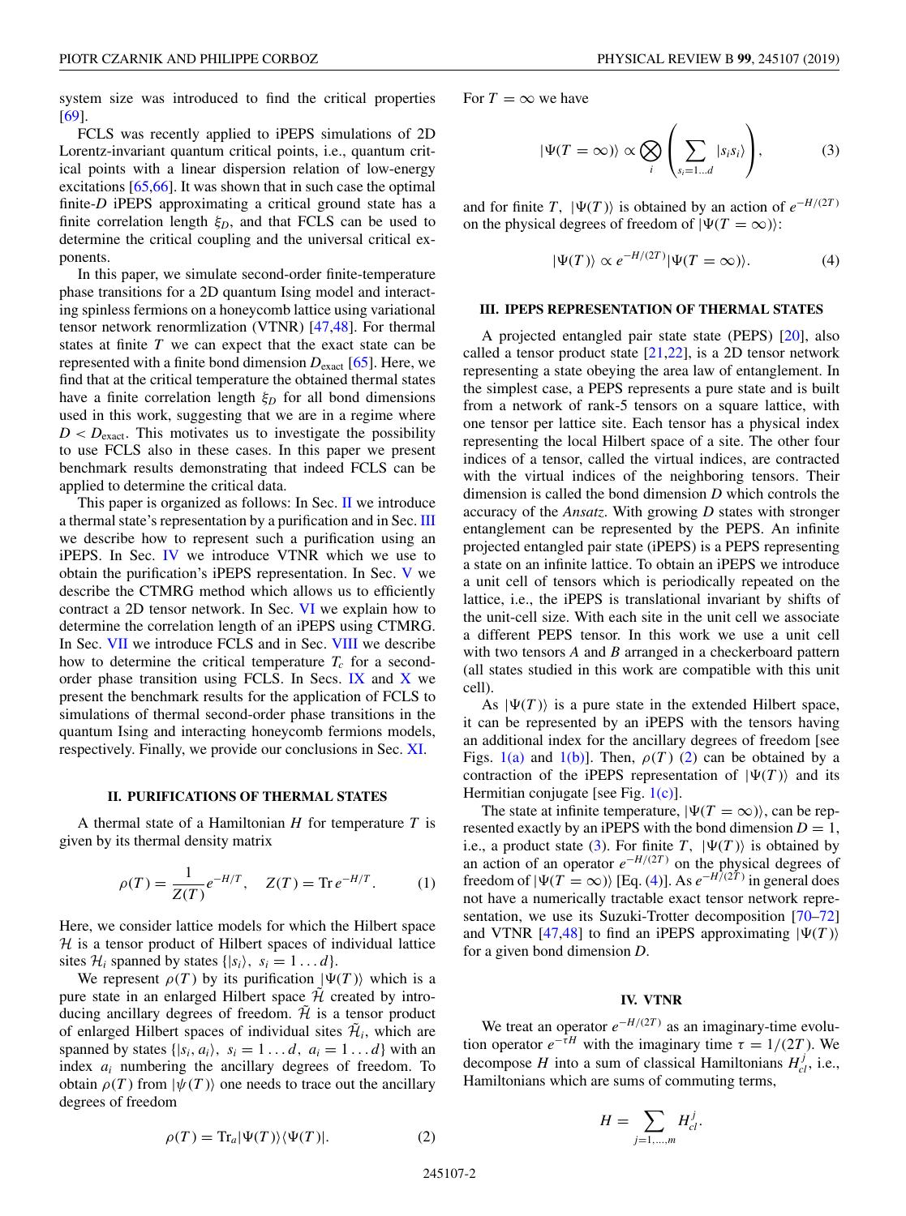system size was introduced to find the critical properties [69].

FCLS was recently applied to iPEPS simulations of 2D Lorentz-invariant quantum critical points, i.e., quantum critical points with a linear dispersion relation of low-energy excitations [65,66]. It was shown that in such case the optimal finite-$D$ iPEPS approximating a critical ground state has a finite correlation length $\xi_D$, and that FCLS can be used to determine the critical coupling and the universal critical exponents.

In this paper, we simulate second-order finite-temperature phase transitions for a 2D quantum Ising model and interacting spinless fermions on a honeycomb lattice using variational tensor network renormlization (VTNR) [47,48]. For thermal states at finite $T$ we can expect that the exact state can be represented with a finite bond dimension $D_{\rm exact}$ [65]. Here, we find that at the critical temperature the obtained thermal states have a finite correlation length $\xi_D$ for all bond dimensions used in this work, suggesting that we are in a regime where $D < D_{\rm exact}$. This motivates us to investigate the possibility to use FCLS also in these cases. In this paper we present benchmark results demonstrating that indeed FCLS can be applied to determine the critical data.

This paper is organized as follows: In Sec. II we introduce a thermal state's representation by a purification and in Sec. III we describe how to represent such a purification using an iPEPS. In Sec. IV we introduce VTNR which we use to obtain the purification's iPEPS representation. In Sec. V we describe the CTMRG method which allows us to efficiently contract a 2D tensor network. In Sec. VI we explain how to determine the correlation length of an iPEPS using CTMRG. In Sec. VII we introduce FCLS and in Sec. VIII we describe how to determine the critical temperature $T_c$ for a second-order phase transition using FCLS. In Secs. IX and X we present the benchmark results for the application of FCLS to simulations of thermal second-order phase transitions in the quantum Ising and interacting honeycomb fermions models, respectively. Finally, we provide our conclusions in Sec. XI.

## II. PURIFICATIONS OF THERMAL STATES

A thermal state of a Hamiltonian $H$ for temperature $T$ is given by its thermal density matrix

$$\rho(T) = \frac{1}{Z(T)} e^{-H/T}, \quad Z(T) = \operatorname{Tr} e^{-H/T}. \tag{1}$$

Here, we consider lattice models for which the Hilbert space $\mathcal{H}$ is a tensor product of Hilbert spaces of individual lattice sites $\mathcal{H}_i$ spanned by states $\{|s_i\rangle,\ s_i = 1 \dots d\}$.

We represent $\rho(T)$ by its purification $|\Psi(T)\rangle$ which is a pure state in an enlarged Hilbert space $\tilde{\mathcal{H}}$ created by introducing ancillary degrees of freedom. $\tilde{\mathcal{H}}$ is a tensor product of enlarged Hilbert spaces of individual sites $\tilde{\mathcal{H}}_i$, which are spanned by states $\{|s_i, a_i\rangle,\ s_i = 1 \dots d,\ a_i = 1 \dots d\}$ with an index $a_i$ numbering the ancillary degrees of freedom. To obtain $\rho(T)$ from $|\psi(T)\rangle$ one needs to trace out the ancillary degrees of freedom

$$\rho(T) = \operatorname{Tr}_a |\Psi(T)\rangle\langle\Psi(T)|. \tag{2}$$

For $T = \infty$ we have

$$|\Psi(T = \infty)\rangle \propto \bigotimes_i \left( \sum_{s_i = 1 \dots d} |s_i s_i\rangle \right), \tag{3}$$

and for finite $T$, $|\Psi(T)\rangle$ is obtained by an action of $e^{-H/(2T)}$ on the physical degrees of freedom of $|\Psi(T = \infty)\rangle$:

$$|\Psi(T)\rangle \propto e^{-H/(2T)} |\Psi(T = \infty)\rangle. \tag{4}$$

## III. IPEPS REPRESENTATION OF THERMAL STATES

A projected entangled pair state state (PEPS) [20], also called a tensor product state [21,22], is a 2D tensor network representing a state obeying the area law of entanglement. In the simplest case, a PEPS represents a pure state and is built from a network of rank-5 tensors on a square lattice, with one tensor per lattice site. Each tensor has a physical index representing the local Hilbert space of a site. The other four indices of a tensor, called the virtual indices, are contracted with the virtual indices of the neighboring tensors. Their dimension is called the bond dimension $D$ which controls the accuracy of the *Ansatz*. With growing $D$ states with stronger entanglement can be represented by the PEPS. An infinite projected entangled pair state (iPEPS) is a PEPS representing a state on an infinite lattice. To obtain an iPEPS we introduce a unit cell of tensors which is periodically repeated on the lattice, i.e., the iPEPS is translational invariant by shifts of the unit-cell size. With each site in the unit cell we associate a different PEPS tensor. In this work we use a unit cell with two tensors $A$ and $B$ arranged in a checkerboard pattern (all states studied in this work are compatible with this unit cell).

As $|\Psi(T)\rangle$ is a pure state in the extended Hilbert space, it can be represented by an iPEPS with the tensors having an additional index for the ancillary degrees of freedom [see Figs. 1(a) and 1(b)]. Then, $\rho(T)$ (2) can be obtained by a contraction of the iPEPS representation of $|\Psi(T)\rangle$ and its Hermitian conjugate [see Fig. 1(c)].

The state at infinite temperature, $|\Psi(T = \infty)\rangle$, can be represented exactly by an iPEPS with the bond dimension $D = 1$, i.e., a product state (3). For finite $T$, $|\Psi(T)\rangle$ is obtained by an action of an operator $e^{-H/(2T)}$ on the physical degrees of freedom of $|\Psi(T = \infty)\rangle$ [Eq. (4)]. As $e^{-H/(2T)}$ in general does not have a numerically tractable exact tensor network representation, we use its Suzuki-Trotter decomposition [70–72] and VTNR [47,48] to find an iPEPS approximating $|\Psi(T)\rangle$ for a given bond dimension $D$.

## IV. VTNR

We treat an operator $e^{-H/(2T)}$ as an imaginary-time evolution operator $e^{-\tau H}$ with the imaginary time $\tau = 1/(2T)$. We decompose $H$ into a sum of classical Hamiltonians $H_{cl}^j$, i.e., Hamiltonians which are sums of commuting terms,

$$H = \sum_{j=1,\dots,m} H_{cl}^j.$$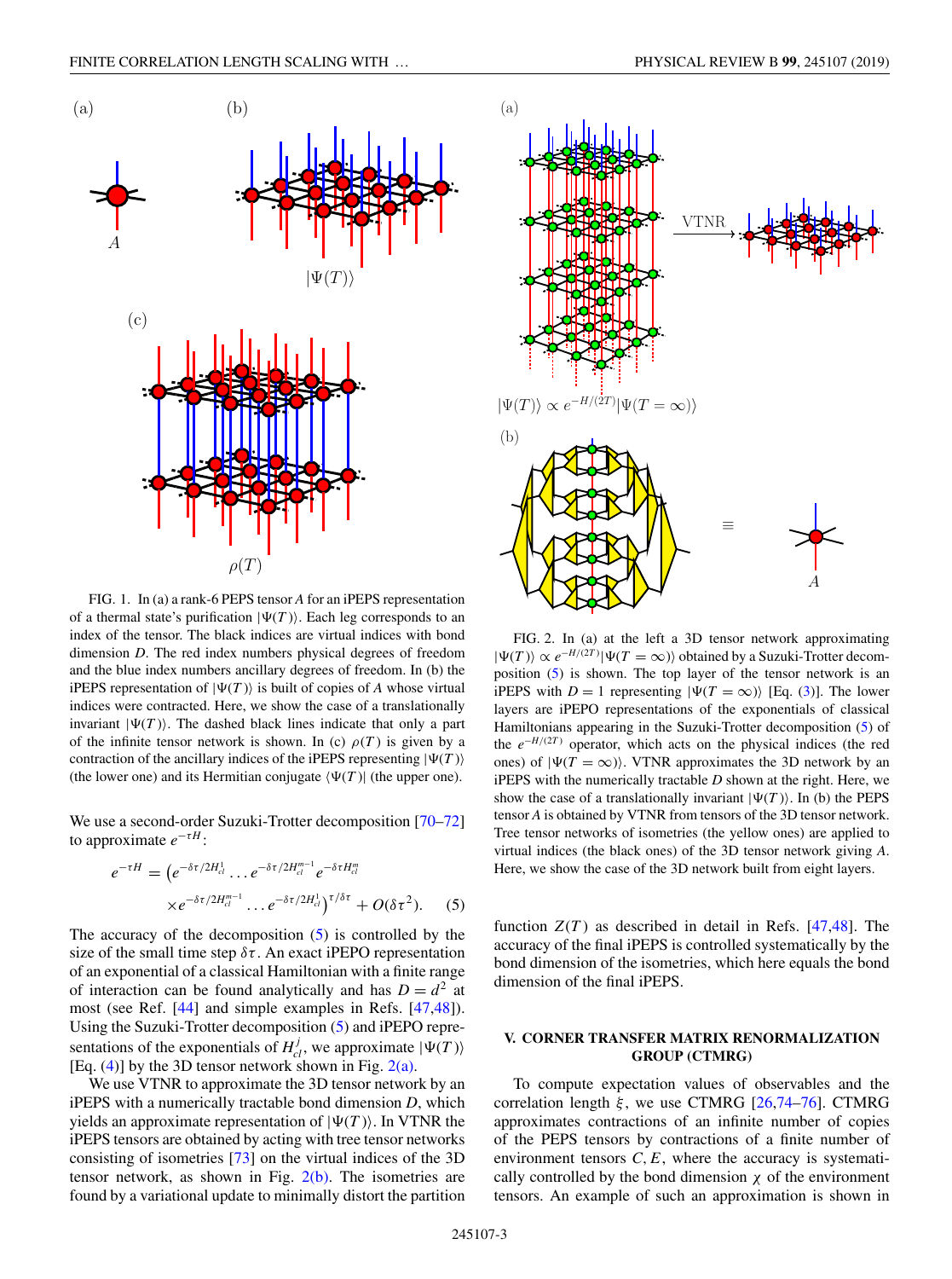FIG. 1. In (a) a rank-6 PEPS tensor $A$ for an iPEPS representation of a thermal state's purification $|\Psi(T)\rangle\rangle$. Each leg corresponds to an index of the tensor. The black indices are virtual indices with bond dimension $D$. The red index numbers physical degrees of freedom and the blue index numbers ancillary degrees of freedom. In (b) the iPEPS representation of $|\Psi(T)\rangle\rangle$ is built of copies of $A$ whose virtual indices were contracted. Here, we show the case of a translationally invariant $|\Psi(T)\rangle\rangle$. The dashed black lines indicate that only a part of the infinite tensor network is shown. In (c) $\rho(T)$ is given by a contraction of the ancillary indices of the iPEPS representing $|\Psi(T)\rangle\rangle$ (the lower one) and its Hermitian conjugate $\langle\langle\Psi(T)|$ (the upper one).

We use a second-order Suzuki-Trotter decomposition [70–72] to approximate $e^{-\tau H}$:

$$e^{-\tau H} = \left(e^{-\delta\tau/2H_{cl}^1}\dots e^{-\delta\tau/2H_{cl}^{m-1}}e^{-\delta\tau H_{cl}^m} \times e^{-\delta\tau/2H_{cl}^{m-1}}\dots e^{-\delta\tau/2H_{cl}^1}\right)^{\tau/\delta\tau} + O(\delta\tau^2). \quad (5)$$

The accuracy of the decomposition (5) is controlled by the size of the small time step $\delta\tau$. An exact iPEPO representation of an exponential of a classical Hamiltonian with a finite range of interaction can be found analytically and has $D = d^2$ at most (see Ref. [44] and simple examples in Refs. [47,48]). Using the Suzuki-Trotter decomposition (5) and iPEPO representations of the exponentials of $H_{cl}^j$, we approximate $|\Psi(T)\rangle\rangle$ [Eq. (4)] by the 3D tensor network shown in Fig. 2(a).

We use VTNR to approximate the 3D tensor network by an iPEPS with a numerically tractable bond dimension $D$, which yields an approximate representation of $|\Psi(T)\rangle\rangle$. In VTNR the iPEPS tensors are obtained by acting with tree tensor networks consisting of isometries [73] on the virtual indices of the 3D tensor network, as shown in Fig. 2(b). The isometries are found by a variational update to minimally distort the partition function $Z(T)$ as described in detail in Refs. [47,48]. The accuracy of the final iPEPS is controlled systematically by the bond dimension of the isometries, which here equals the bond dimension of the final iPEPS.

FIG. 2. In (a) at the left a 3D tensor network approximating $|\Psi(T)\rangle\rangle \propto e^{-H/(2T)}|\Psi(T=\infty)\rangle\rangle$ obtained by a Suzuki-Trotter decomposition (5) is shown. The top layer of the tensor network is an iPEPS with $D = 1$ representing $|\Psi(T=\infty)\rangle\rangle$ [Eq. (3)]. The lower layers are iPEPO representations of the exponentials of classical Hamiltonians appearing in the Suzuki-Trotter decomposition (5) of the $e^{-H/(2T)}$ operator, which acts on the physical indices (the red ones) of $|\Psi(T=\infty)\rangle\rangle$. VTNR approximates the 3D network by an iPEPS with the numerically tractable $D$ shown at the right. Here, we show the case of a translationally invariant $|\Psi(T)\rangle\rangle$. In (b) the PEPS tensor $A$ is obtained by VTNR from tensors of the 3D tensor network. Tree tensor networks of isometries (the yellow ones) are applied to virtual indices (the black ones) of the 3D tensor network giving $A$. Here, we show the case of the 3D network built from eight layers.

## V. CORNER TRANSFER MATRIX RENORMALIZATION GROUP (CTMRG)

To compute expectation values of observables and the correlation length $\xi$, we use CTMRG [26,74–76]. CTMRG approximates contractions of an infinite number of copies of the PEPS tensors by contractions of a finite number of environment tensors $C, E$, where the accuracy is systematically controlled by the bond dimension $\chi$ of the environment tensors. An example of such an approximation is shown in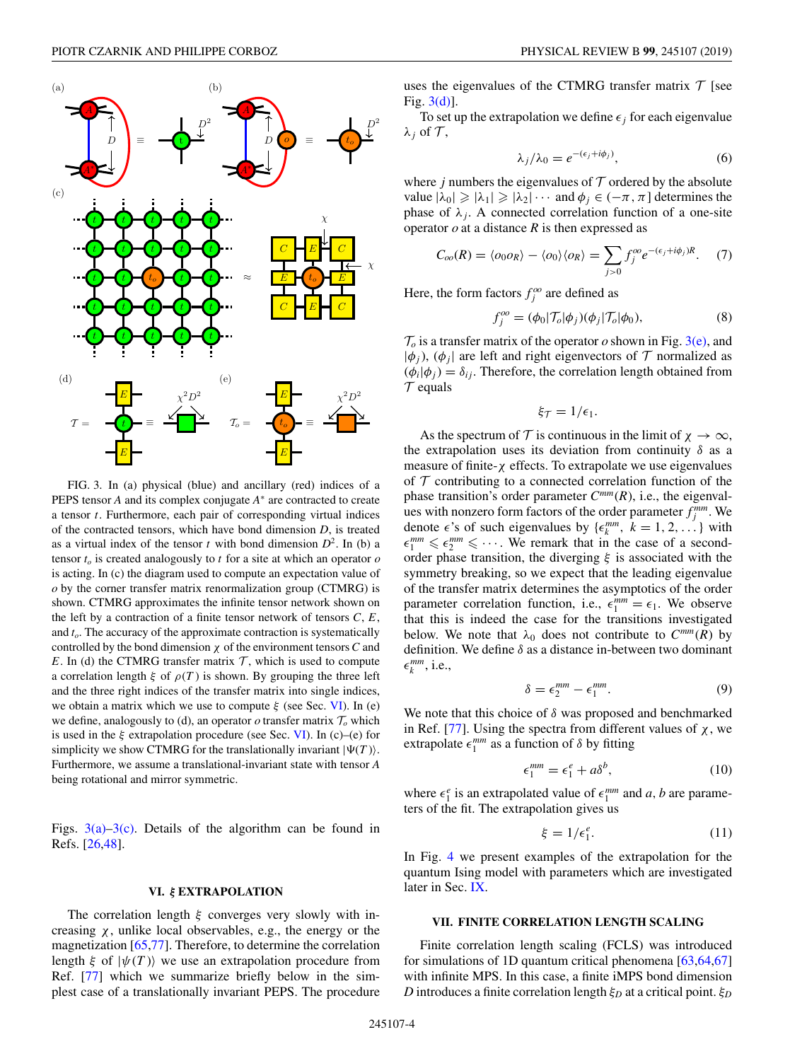FIG. 3. In (a) physical (blue) and ancillary (red) indices of a PEPS tensor $A$ and its complex conjugate $A^*$ are contracted to create a tensor $t$. Furthermore, each pair of corresponding virtual indices of the contracted tensors, which have bond dimension $D$, is treated as a virtual index of the tensor $t$ with bond dimension $D^2$. In (b) a tensor $t_o$ is created analogously to $t$ for a site at which an operator $o$ is acting. In (c) the diagram used to compute an expectation value of $o$ by the corner transfer matrix renormalization group (CTMRG) is shown. CTMRG approximates the infinite tensor network shown on the left by a contraction of a finite tensor network of tensors $C$, $E$, and $t_o$. The accuracy of the approximate contraction is systematically controlled by the bond dimension $\chi$ of the environment tensors $C$ and $E$. In (d) the CTMRG transfer matrix $\mathcal{T}$, which is used to compute a correlation length $\xi$ of $\rho(T)$ is shown. By grouping the three left and the three right indices of the transfer matrix into single indices, we obtain a matrix which we use to compute $\xi$ (see Sec. VI). In (e) we define, analogously to (d), an operator $o$ transfer matrix $\mathcal{T}_o$ which is used in the $\xi$ extrapolation procedure (see Sec. VI). In (c)–(e) for simplicity we show CTMRG for the translationally invariant $|\Psi(T)\rangle$. Furthermore, we assume a translational-invariant state with tensor $A$ being rotational and mirror symmetric.

Figs. 3(a)–3(c). Details of the algorithm can be found in Refs. [26,48].

## VI. $\xi$ EXTRAPOLATION

The correlation length $\xi$ converges very slowly with increasing $\chi$, unlike local observables, e.g., the energy or the magnetization [65,77]. Therefore, to determine the correlation length $\xi$ of $|\psi(T)\rangle$ we use an extrapolation procedure from Ref. [77] which we summarize briefly below in the simplest case of a translationally invariant PEPS. The procedure uses the eigenvalues of the CTMRG transfer matrix $\mathcal{T}$ [see Fig. 3(d)].

To set up the extrapolation we define $\epsilon_j$ for each eigenvalue $\lambda_j$ of $\mathcal{T}$,

$$\lambda_j/\lambda_0 = e^{-(\epsilon_j + i\phi_j)}, \tag{6}$$

where $j$ numbers the eigenvalues of $\mathcal{T}$ ordered by the absolute value $|\lambda_0| \geqslant |\lambda_1| \geqslant |\lambda_2| \cdots$ and $\phi_j \in (-\pi, \pi]$ determines the phase of $\lambda_j$. A connected correlation function of a one-site operator $o$ at a distance $R$ is then expressed as

$$C_{oo}(R) = \langle o_0 o_R\rangle - \langle o_0\rangle\langle o_R\rangle = \sum_{j>0} f_j^{oo} e^{-(\epsilon_j + i\phi_j)R}. \tag{7}$$

Here, the form factors $f_j^{oo}$ are defined as

$$f_j^{oo} = (\phi_0|\mathcal{T}_o|\phi_j)(\phi_j|\mathcal{T}_o|\phi_0), \tag{8}$$

$\mathcal{T}_o$ is a transfer matrix of the operator $o$ shown in Fig. 3(e), and $|\phi_j)$, $(\phi_j|$ are left and right eigenvectors of $\mathcal{T}$ normalized as $(\phi_i|\phi_j) = \delta_{ij}$. Therefore, the correlation length obtained from $\mathcal{T}$ equals

$$\xi_{\mathcal{T}} = 1/\epsilon_1.$$

As the spectrum of $\mathcal{T}$ is continuous in the limit of $\chi \to \infty$, the extrapolation uses its deviation from continuity $\delta$ as a measure of finite-$\chi$ effects. To extrapolate we use eigenvalues of $\mathcal{T}$ contributing to a connected correlation function of the phase transition's order parameter $C^{mm}(R)$, i.e., the eigenvalues with nonzero form factors of the order parameter $f_j^{mm}$. We denote $\epsilon$'s of such eigenvalues by $\{\epsilon_k^{mm},\ k = 1, 2, \ldots\}$ with $\epsilon_1^{mm} \leqslant \epsilon_2^{mm} \leqslant \cdots$. We remark that in the case of a second-order phase transition, the diverging $\xi$ is associated with the symmetry breaking, so we expect that the leading eigenvalue of the transfer matrix determines the asymptotics of the order parameter correlation function, i.e., $\epsilon_1^{mm} = \epsilon_1$. We observe that this is indeed the case for the transitions investigated below. We note that $\lambda_0$ does not contribute to $C^{mm}(R)$ by definition. We define $\delta$ as a distance in-between two dominant $\epsilon_k^{mm}$, i.e.,

$$\delta = \epsilon_2^{mm} - \epsilon_1^{mm}. \tag{9}$$

We note that this choice of $\delta$ was proposed and benchmarked in Ref. [77]. Using the spectra from different values of $\chi$, we extrapolate $\epsilon_1^{mm}$ as a function of $\delta$ by fitting

$$\epsilon_1^{mm} = \epsilon_1^e + a\delta^b, \tag{10}$$

where $\epsilon_1^e$ is an extrapolated value of $\epsilon_1^{mm}$ and $a, b$ are parameters of the fit. The extrapolation gives us

$$\xi = 1/\epsilon_1^e. \tag{11}$$

In Fig. 4 we present examples of the extrapolation for the quantum Ising model with parameters which are investigated later in Sec. IX.

## VII. FINITE CORRELATION LENGTH SCALING

Finite correlation length scaling (FCLS) was introduced for simulations of 1D quantum critical phenomena [63,64,67] with infinite MPS. In this case, a finite iMPS bond dimension $D$ introduces a finite correlation length $\xi_D$ at a critical point. $\xi_D$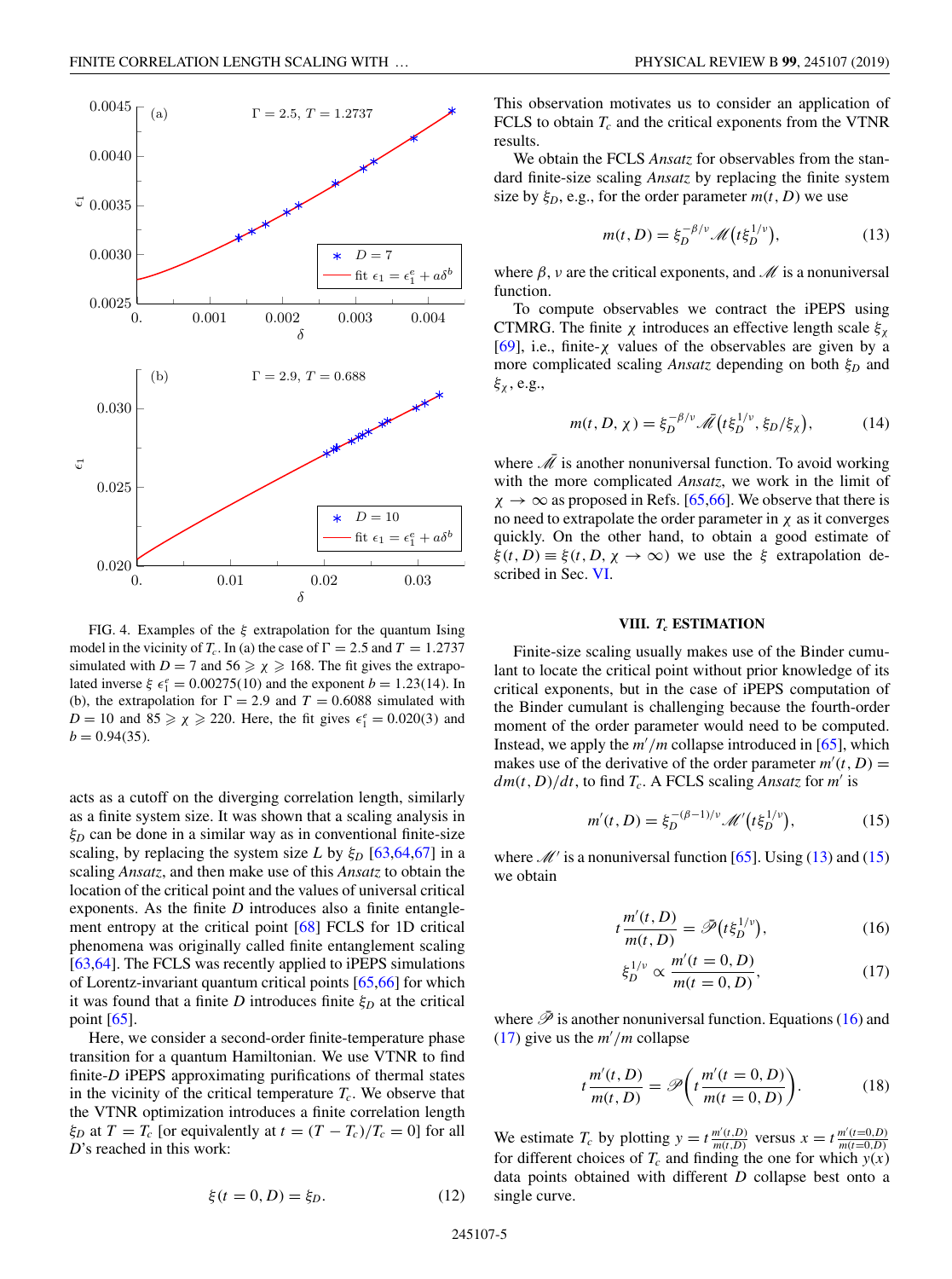FIG. 4. Examples of the $\xi$ extrapolation for the quantum Ising model in the vicinity of $T_c$. In (a) the case of $\Gamma = 2.5$ and $T = 1.2737$ simulated with $D = 7$ and $56 \geqslant \chi \geqslant 168$. The fit gives the extrapolated inverse $\xi$ $\epsilon_1^e = 0.00275(10)$ and the exponent $b = 1.23(14)$. In (b), the extrapolation for $\Gamma = 2.9$ and $T = 0.6088$ simulated with $D = 10$ and $85 \geqslant \chi \geqslant 220$. Here, the fit gives $\epsilon_1^e = 0.020(3)$ and $b = 0.94(35)$.

acts as a cutoff on the diverging correlation length, similarly as a finite system size. It was shown that a scaling analysis in $\xi_D$ can be done in a similar way as in conventional finite-size scaling, by replacing the system size $L$ by $\xi_D$ [63,64,67] in a scaling *Ansatz*, and then make use of this *Ansatz* to obtain the location of the critical point and the values of universal critical exponents. As the finite $D$ introduces also a finite entanglement entropy at the critical point [68] FCLS for 1D critical phenomena was originally called finite entanglement scaling [63,64]. The FCLS was recently applied to iPEPS simulations of Lorentz-invariant quantum critical points [65,66] for which it was found that a finite $D$ introduces finite $\xi_D$ at the critical point [65].

Here, we consider a second-order finite-temperature phase transition for a quantum Hamiltonian. We use VTNR to find finite-$D$ iPEPS approximating purifications of thermal states in the vicinity of the critical temperature $T_c$. We observe that the VTNR optimization introduces a finite correlation length $\xi_D$ at $T = T_c$ [or equivalently at $t = (T - T_c)/T_c = 0$] for all $D$'s reached in this work:

$$\xi(t = 0, D) = \xi_D. \tag{12}$$

This observation motivates us to consider an application of FCLS to obtain $T_c$ and the critical exponents from the VTNR results.

We obtain the FCLS *Ansatz* for observables from the standard finite-size scaling *Ansatz* by replacing the finite system size by $\xi_D$, e.g., for the order parameter $m(t, D)$ we use

$$m(t, D) = \xi_D^{-\beta/\nu} \mathscr{M}\big(t\xi_D^{1/\nu}\big), \tag{13}$$

where $\beta$, $\nu$ are the critical exponents, and $\mathscr{M}$ is a nonuniversal function.

To compute observables we contract the iPEPS using CTMRG. The finite $\chi$ introduces an effective length scale $\xi_\chi$ [69], i.e., finite-$\chi$ values of the observables are given by a more complicated scaling *Ansatz* depending on both $\xi_D$ and $\xi_\chi$, e.g.,

$$m(t, D, \chi) = \xi_D^{-\beta/\nu} \bar{\mathscr{M}}\big(t\xi_D^{1/\nu}, \xi_D/\xi_\chi\big), \tag{14}$$

where $\bar{\mathscr{M}}$ is another nonuniversal function. To avoid working with the more complicated *Ansatz*, we work in the limit of $\chi \to \infty$ as proposed in Refs. [65,66]. We observe that there is no need to extrapolate the order parameter in $\chi$ as it converges quickly. On the other hand, to obtain a good estimate of $\xi(t, D) \equiv \xi(t, D, \chi \to \infty)$ we use the $\xi$ extrapolation described in Sec. VI.

## VIII. $T_c$ ESTIMATION

Finite-size scaling usually makes use of the Binder cumulant to locate the critical point without prior knowledge of its critical exponents, but in the case of iPEPS computation of the Binder cumulant is challenging because the fourth-order moment of the order parameter would need to be computed. Instead, we apply the $m'/m$ collapse introduced in [65], which makes use of the derivative of the order parameter $m'(t, D) = dm(t, D)/dt$, to find $T_c$. A FCLS scaling *Ansatz* for $m'$ is

$$m'(t, D) = \xi_D^{-(\beta-1)/\nu} \mathscr{M}'\big(t\xi_D^{1/\nu}\big), \tag{15}$$

where $\mathscr{M}'$ is a nonuniversal function [65]. Using (13) and (15) we obtain

$$t\frac{m'(t, D)}{m(t, D)} = \bar{\mathscr{P}}\big(t\xi_D^{1/\nu}\big), \tag{16}$$

$$\xi_D^{1/\nu} \propto \frac{m'(t = 0, D)}{m(t = 0, D)}, \tag{17}$$

where $\bar{\mathscr{P}}$ is another nonuniversal function. Equations (16) and (17) give us the $m'/m$ collapse

$$t\frac{m'(t, D)}{m(t, D)} = \mathscr{P}\left(t\frac{m'(t = 0, D)}{m(t = 0, D)}\right). \tag{18}$$

We estimate $T_c$ by plotting $y = t\frac{m'(t,D)}{m(t,D)}$ versus $x = t\frac{m'(t=0,D)}{m(t=0,D)}$ for different choices of $T_c$ and finding the one for which $y(x)$ data points obtained with different $D$ collapse best onto a single curve.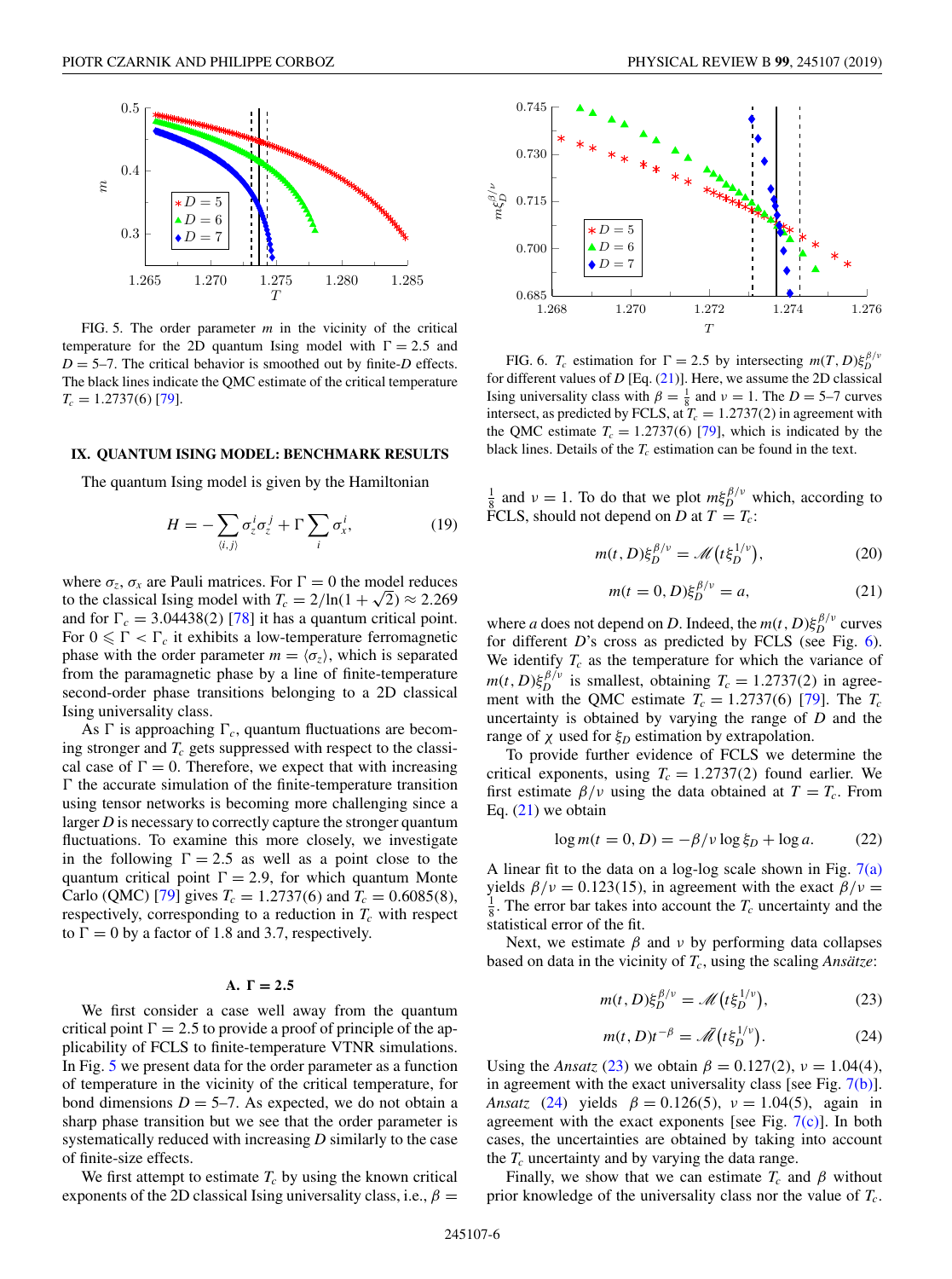FIG. 5. The order parameter $m$ in the vicinity of the critical temperature for the 2D quantum Ising model with $\Gamma = 2.5$ and $D = 5$–7. The critical behavior is smoothed out by finite-$D$ effects. The black lines indicate the QMC estimate of the critical temperature $T_c = 1.2737(6)$ [79].

## IX. QUANTUM ISING MODEL: BENCHMARK RESULTS

The quantum Ising model is given by the Hamiltonian

$$H = -\sum_{\langle i,j\rangle} \sigma_z^i \sigma_z^j + \Gamma \sum_i \sigma_x^i, \tag{19}$$

where $\sigma_z, \sigma_x$ are Pauli matrices. For $\Gamma = 0$ the model reduces to the classical Ising model with $T_c = 2/\ln(1+\sqrt{2}) \approx 2.269$ and for $\Gamma_c = 3.04438(2)$ [78] it has a quantum critical point. For $0 \leqslant \Gamma < \Gamma_c$ it exhibits a low-temperature ferromagnetic phase with the order parameter $m = \langle \sigma_z \rangle$, which is separated from the paramagnetic phase by a line of finite-temperature second-order phase transitions belonging to a 2D classical Ising universality class.

As $\Gamma$ is approaching $\Gamma_c$, quantum fluctuations are becoming stronger and $T_c$ gets suppressed with respect to the classical case of $\Gamma = 0$. Therefore, we expect that with increasing $\Gamma$ the accurate simulation of the finite-temperature transition using tensor networks is becoming more challenging since a larger $D$ is necessary to correctly capture the stronger quantum fluctuations. To examine this more closely, we investigate in the following $\Gamma = 2.5$ as well as a point close to the quantum critical point $\Gamma = 2.9$, for which quantum Monte Carlo (QMC) [79] gives $T_c = 1.2737(6)$ and $T_c = 0.6085(8)$, respectively, corresponding to a reduction in $T_c$ with respect to $\Gamma = 0$ by a factor of 1.8 and 3.7, respectively.

### A. $\Gamma = 2.5$

We first consider a case well away from the quantum critical point $\Gamma = 2.5$ to provide a proof of principle of the applicability of FCLS to finite-temperature VTNR simulations. In Fig. 5 we present data for the order parameter as a function of temperature in the vicinity of the critical temperature, for bond dimensions $D = 5$–7. As expected, we do not obtain a sharp phase transition but we see that the order parameter is systematically reduced with increasing $D$ similarly to the case of finite-size effects.

We first attempt to estimate $T_c$ by using the known critical exponents of the 2D classical Ising universality class, i.e., $\beta = \frac{1}{8}$ and $\nu = 1$. To do that we plot $m\xi_D^{\beta/\nu}$ which, according to FCLS, should not depend on $D$ at $T = T_c$:

$$m(T, D)\xi_D^{\beta/\nu} = \mathscr{M}\big(t\xi_D^{1/\nu}\big), \tag{20}$$

$$m(t = 0, D)\xi_D^{\beta/\nu} = a, \tag{21}$$

where $a$ does not depend on $D$. Indeed, the $m(t, D)\xi_D^{\beta/\nu}$ curves for different $D$'s cross as predicted by FCLS (see Fig. 6). We identify $T_c$ as the temperature for which the variance of $m(t, D)\xi_D^{\beta/\nu}$ is smallest, obtaining $T_c = 1.2737(2)$ in agreement with the QMC estimate $T_c = 1.2737(6)$ [79]. The $T_c$ uncertainty is obtained by varying the range of $D$ and the range of $\chi$ used for $\xi_D$ estimation by extrapolation.

FIG. 6. $T_c$ estimation for $\Gamma = 2.5$ by intersecting $m(T, D)\xi_D^{\beta/\nu}$ for different values of $D$ [Eq. (21)]. Here, we assume the 2D classical Ising universality class with $\beta = \frac{1}{8}$ and $\nu = 1$. The $D = 5$–7 curves intersect, as predicted by FCLS, at $T_c = 1.2737(2)$ in agreement with the QMC estimate $T_c = 1.2737(6)$ [79], which is indicated by the black lines. Details of the $T_c$ estimation can be found in the text.

To provide further evidence of FCLS we determine the critical exponents, using $T_c = 1.2737(2)$ found earlier. We first estimate $\beta/\nu$ using the data obtained at $T = T_c$. From Eq. (21) we obtain

$$\log m(t = 0, D) = -\beta/\nu \log \xi_D + \log a. \tag{22}$$

A linear fit to the data on a log-log scale shown in Fig. 7(a) yields $\beta/\nu = 0.123(15)$, in agreement with the exact $\beta/\nu = \frac{1}{8}$. The error bar takes into account the $T_c$ uncertainty and the statistical error of the fit.

Next, we estimate $\beta$ and $\nu$ by performing data collapses based on data in the vicinity of $T_c$, using the scaling *Ansätze*:

$$m(t, D)\xi_D^{\beta/\nu} = \mathscr{M}\big(t\xi_D^{1/\nu}\big), \tag{23}$$

$$m(t, D)t^{-\beta} = \bar{\mathscr{M}}\big(t\xi_D^{1/\nu}\big). \tag{24}$$

Using the *Ansatz* (23) we obtain $\beta = 0.127(2)$, $\nu = 1.04(4)$, in agreement with the exact universality class [see Fig. 7(b)]. *Ansatz* (24) yields $\beta = 0.126(5)$, $\nu = 1.04(5)$, again in agreement with the exact exponents [see Fig. 7(c)]. In both cases, the uncertainties are obtained by taking into account the $T_c$ uncertainty and by varying the data range.

Finally, we show that we can estimate $T_c$ and $\beta$ without prior knowledge of the universality class nor the value of $T_c$.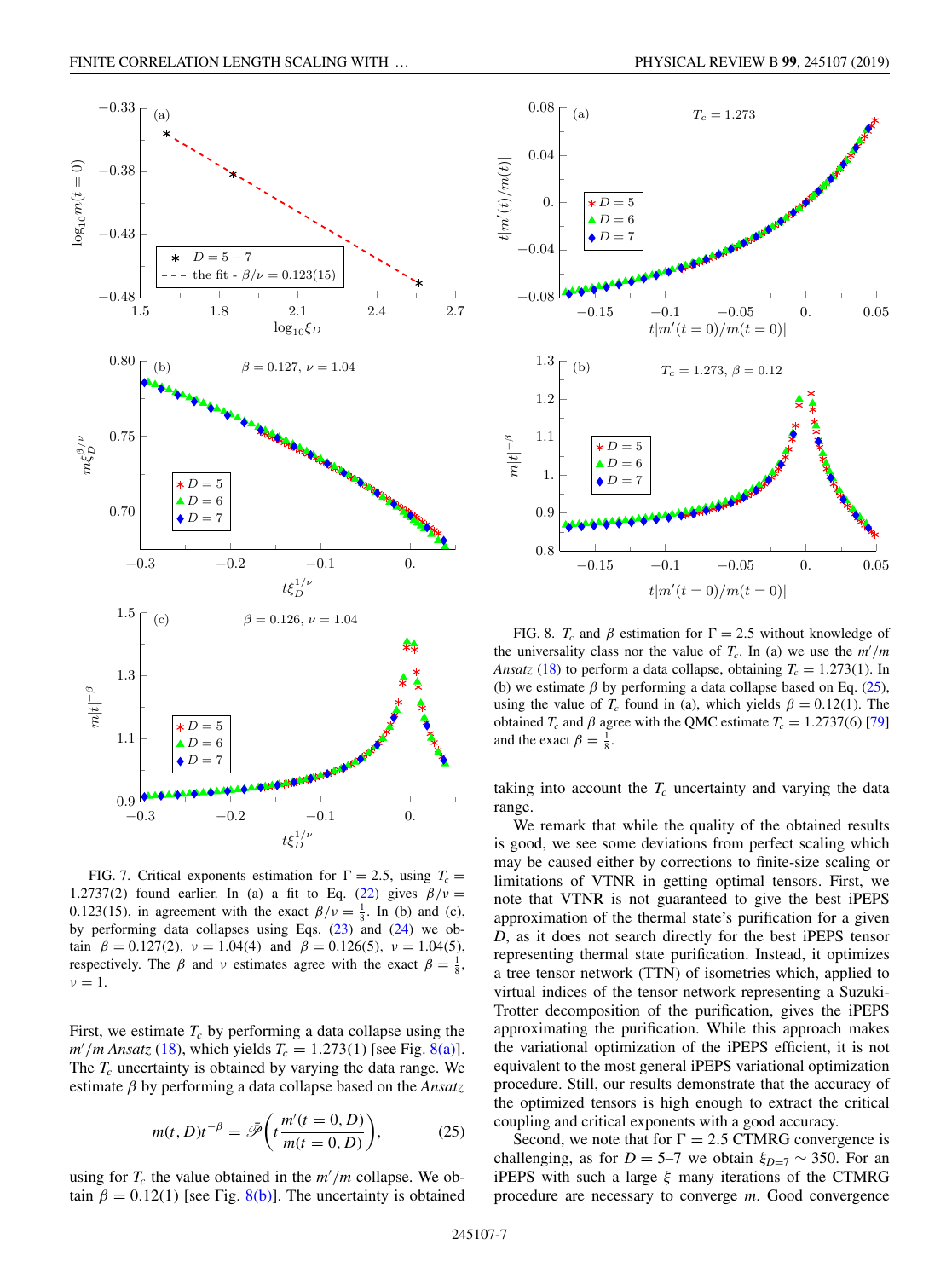FIG. 7. Critical exponents estimation for $\Gamma = 2.5$, using $T_c = 1.2737(2)$ found earlier. In (a) a fit to Eq. (22) gives $\beta/\nu = 0.123(15)$, in agreement with the exact $\beta/\nu = \frac{1}{8}$. In (b) and (c), by performing data collapses using Eqs. (23) and (24) we obtain $\beta = 0.127(2)$, $\nu = 1.04(4)$ and $\beta = 0.126(5)$, $\nu = 1.04(5)$, respectively. The $\beta$ and $\nu$ estimates agree with the exact $\beta = \frac{1}{8}$, $\nu = 1$.

First, we estimate $T_c$ by performing a data collapse using the $m'/m$ *Ansatz* (18), which yields $T_c = 1.273(1)$ [see Fig. 8(a)]. The $T_c$ uncertainty is obtained by varying the data range. We estimate $\beta$ by performing a data collapse based on the *Ansatz*

$$m(t, D)t^{-\beta} = \bar{\mathscr{P}}\left(t\frac{m'(t=0, D)}{m(t=0, D)}\right), \tag{25}$$

using for $T_c$ the value obtained in the $m'/m$ collapse. We obtain $\beta = 0.12(1)$ [see Fig. 8(b)]. The uncertainty is obtained taking into account the $T_c$ uncertainty and varying the data range.

FIG. 8. $T_c$ and $\beta$ estimation for $\Gamma = 2.5$ without knowledge of the universality class nor the value of $T_c$. In (a) we use the $m'/m$ *Ansatz* (18) to perform a data collapse, obtaining $T_c = 1.273(1)$. In (b) we estimate $\beta$ by performing a data collapse based on Eq. (25), using the value of $T_c$ found in (a), which yields $\beta = 0.12(1)$. The obtained $T_c$ and $\beta$ agree with the QMC estimate $T_c = 1.2737(6)$ [79] and the exact $\beta = \frac{1}{8}$.

We remark that while the quality of the obtained results is good, we see some deviations from perfect scaling which may be caused either by corrections to finite-size scaling or limitations of VTNR in getting optimal tensors. First, we note that VTNR is not guaranteed to give the best iPEPS approximation of the thermal state's purification for a given $D$, as it does not search directly for the best iPEPS tensor representing thermal state purification. Instead, it optimizes a tree tensor network (TTN) of isometries which, applied to virtual indices of the tensor network representing a Suzuki-Trotter decomposition of the purification, gives the iPEPS approximating the purification. While this approach makes the variational optimization of the iPEPS efficient, it is not equivalent to the most general iPEPS variational optimization procedure. Still, our results demonstrate that the accuracy of the optimized tensors is high enough to extract the critical coupling and critical exponents with a good accuracy.

Second, we note that for $\Gamma = 2.5$ CTMRG convergence is challenging, as for $D = 5$–$7$ we obtain $\xi_{D=7} \sim 350$. For an iPEPS with such a large $\xi$ many iterations of the CTMRG procedure are necessary to converge $m$. Good convergence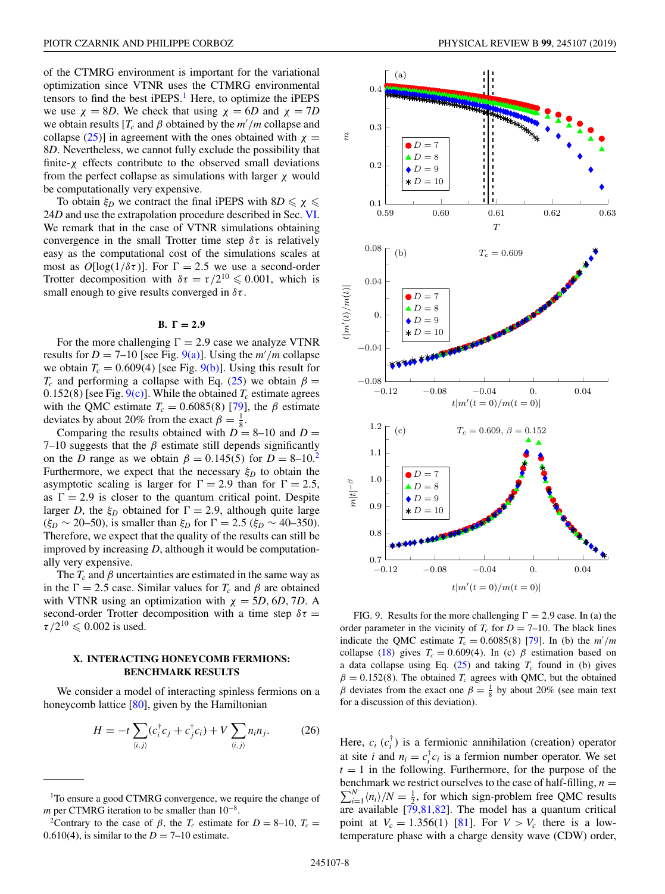of the CTMRG environment is important for the variational optimization since VTNR uses the CTMRG environmental tensors to find the best iPEPS.[1] Here, to optimize the iPEPS we use $\chi = 8D$. We check that using $\chi = 6D$ and $\chi = 7D$ we obtain results [$T_c$ and $\beta$ obtained by the $m'/m$ collapse and collapse (25)] in agreement with the ones obtained with $\chi = 8D$. Nevertheless, we cannot fully exclude the possibility that finite-$\chi$ effects contribute to the observed small deviations from the perfect collapse as simulations with larger $\chi$ would be computationally very expensive.

To obtain $\xi_D$ we contract the final iPEPS with $8D \leqslant \chi \leqslant 24D$ and use the extrapolation procedure described in Sec. VI. We remark that in the case of VTNR simulations obtaining convergence in the small Trotter time step $\delta\tau$ is relatively easy as the computational cost of the simulations scales at most as $O[\log(1/\delta\tau)]$. For $\Gamma = 2.5$ we use a second-order Trotter decomposition with $\delta\tau = \tau/2^{10} \leqslant 0.001$, which is small enough to give results converged in $\delta\tau$.

### B. $\Gamma = 2.9$

For the more challenging $\Gamma = 2.9$ case we analyze VTNR results for $D = 7$–$10$ [see Fig. 9(a)]. Using the $m'/m$ collapse we obtain $T_c = 0.609(4)$ [see Fig. 9(b)]. Using this result for $T_c$ and performing a collapse with Eq. (25) we obtain $\beta = 0.152(8)$ [see Fig. 9(c)]. While the obtained $T_c$ estimate agrees with the QMC estimate $T_c = 0.6085(8)$ [79], the $\beta$ estimate deviates by about 20% from the exact $\beta = \frac{1}{8}$.

Comparing the results obtained with $D = 8$–$10$ and $D = 7$–$10$ suggests that the $\beta$ estimate still depends significantly on the $D$ range as we obtain $\beta = 0.145(5)$ for $D = 8$–$10$.[2] Furthermore, we expect that the necessary $\xi_D$ to obtain the asymptotic scaling is larger for $\Gamma = 2.9$ than for $\Gamma = 2.5$, as $\Gamma = 2.9$ is closer to the quantum critical point. Despite larger $D$, the $\xi_D$ obtained for $\Gamma = 2.9$, although quite large ($\xi_D \sim 20$–$50$), is smaller than $\xi_D$ for $\Gamma = 2.5$ ($\xi_D \sim 40$–$350$). Therefore, we expect that the quality of the results can still be improved by increasing $D$, although it would be computationally very expensive.

The $T_c$ and $\beta$ uncertainties are estimated in the same way as in the $\Gamma = 2.5$ case. Similar values for $T_c$ and $\beta$ are obtained with VTNR using an optimization with $\chi = 5D, 6D, 7D$. A second-order Trotter decomposition with a time step $\delta\tau = \tau/2^{10} \leqslant 0.002$ is used.

## X. INTERACTING HONEYCOMB FERMIONS: BENCHMARK RESULTS

We consider a model of interacting spinless fermions on a honeycomb lattice [80], given by the Hamiltonian

$$H = -t\sum_{\langle i,j\rangle}(c_i^\dagger c_j + c_j^\dagger c_i) + V\sum_{\langle i,j\rangle} n_i n_j. \qquad (26)$$

FIG. 9. Results for the more challenging $\Gamma = 2.9$ case. In (a) the order parameter in the vicinity of $T_c$ for $D = 7$–$10$. The black lines indicate the QMC estimate $T_c = 0.6085(8)$ [79]. In (b) the $m'/m$ collapse (18) gives $T_c = 0.609(4)$. In (c) $\beta$ estimation based on a data collapse using Eq. (25) and taking $T_c$ found in (b) gives $\beta = 0.152(8)$. The obtained $T_c$ agrees with QMC, but the obtained $\beta$ deviates from the exact one $\beta = \frac{1}{8}$ by about 20% (see main text for a discussion of this deviation).

Here, $c_i$ ($c_i^\dagger$) is a fermionic annihilation (creation) operator at site $i$ and $n_i = c_i^\dagger c_i$ is a fermion number operator. We set $t = 1$ in the following. Furthermore, for the purpose of the benchmark we restrict ourselves to the case of half-filling, $n = \sum_{i=1}^{N}\langle n_i\rangle/N = \frac{1}{2}$, for which sign-problem free QMC results are available [79,81,82]. The model has a quantum critical point at $V_c = 1.356(1)$ [81]. For $V > V_c$ there is a low-temperature phase with a charge density wave (CDW) order,

[1] To ensure a good CTMRG convergence, we require the change of $m$ per CTMRG iteration to be smaller than $10^{-8}$.

[2] Contrary to the case of $\beta$, the $T_c$ estimate for $D = 8$–$10$, $T_c = 0.610(4)$, is similar to the $D = 7$–$10$ estimate.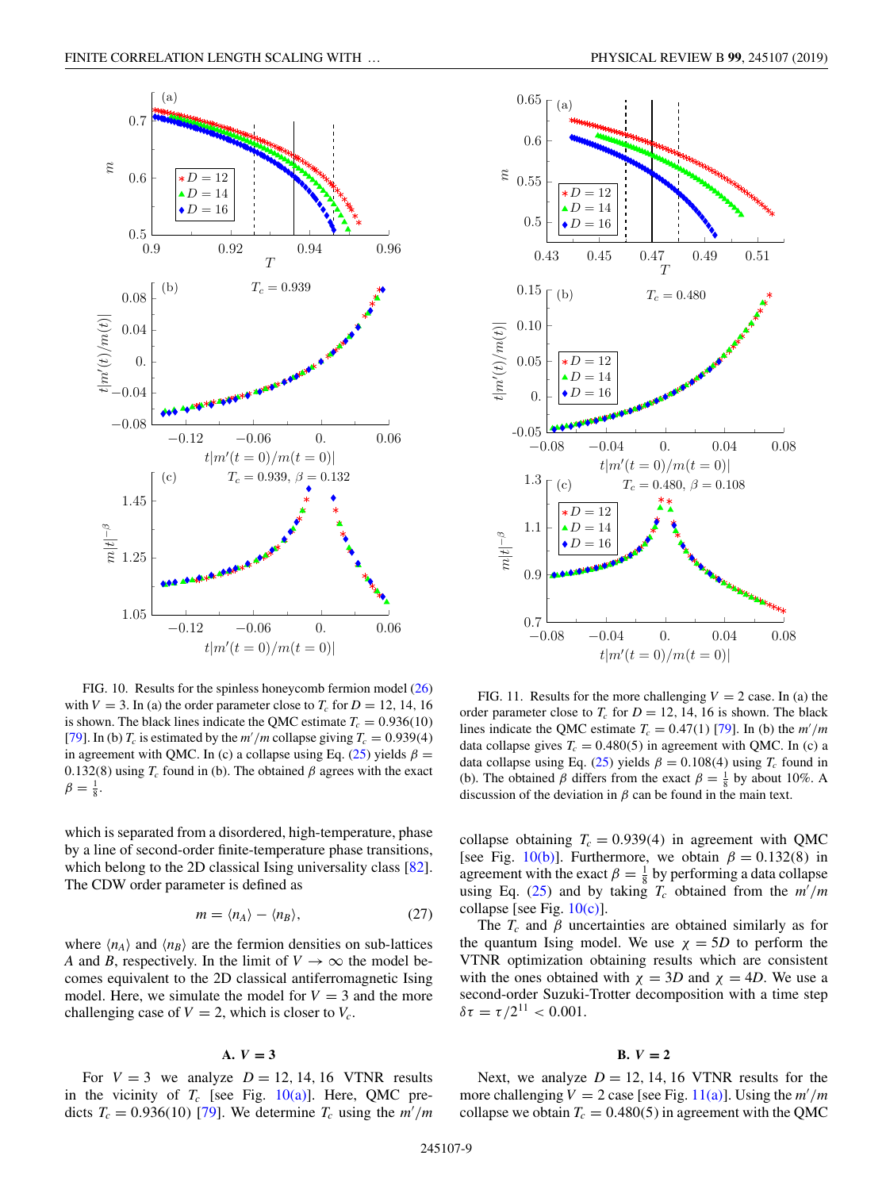FIG. 10. Results for the spinless honeycomb fermion model (26) with $V = 3$. In (a) the order parameter close to $T_c$ for $D = 12, 14, 16$ is shown. The black lines indicate the QMC estimate $T_c = 0.936(10)$ [79]. In (b) $T_c$ is estimated by the $m'/m$ collapse giving $T_c = 0.939(4)$ in agreement with QMC. In (c) a collapse using Eq. (25) yields $\beta = 0.132(8)$ using $T_c$ found in (b). The obtained $\beta$ agrees with the exact $\beta = \frac{1}{8}$.

FIG. 11. Results for the more challenging $V = 2$ case. In (a) the order parameter close to $T_c$ for $D = 12, 14, 16$ is shown. The black lines indicate the QMC estimate $T_c = 0.47(1)$ [79]. In (b) the $m'/m$ data collapse gives $T_c = 0.480(5)$ in agreement with QMC. In (c) a data collapse using Eq. (25) yields $\beta = 0.108(4)$ using $T_c$ found in (b). The obtained $\beta$ differs from the exact $\beta = \frac{1}{8}$ by about 10%. A discussion of the deviation in $\beta$ can be found in the main text.

which is separated from a disordered, high-temperature, phase by a line of second-order finite-temperature phase transitions, which belong to the 2D classical Ising universality class [82]. The CDW order parameter is defined as

$$m = \langle n_A \rangle - \langle n_B \rangle, \tag{27}$$

where $\langle n_A \rangle$ and $\langle n_B \rangle$ are the fermion densities on sub-lattices $A$ and $B$, respectively. In the limit of $V \to \infty$ the model becomes equivalent to the 2D classical antiferromagnetic Ising model. Here, we simulate the model for $V = 3$ and the more challenging case of $V = 2$, which is closer to $V_c$.

### A. $V = 3$

For $V = 3$ we analyze $D = 12, 14, 16$ VTNR results in the vicinity of $T_c$ [see Fig. 10(a)]. Here, QMC predicts $T_c = 0.936(10)$ [79]. We determine $T_c$ using the $m'/m$ collapse obtaining $T_c = 0.939(4)$ in agreement with QMC [see Fig. 10(b)]. Furthermore, we obtain $\beta = 0.132(8)$ in agreement with the exact $\beta = \frac{1}{8}$ by performing a data collapse using Eq. (25) and by taking $T_c$ obtained from the $m'/m$ collapse [see Fig. 10(c)].

The $T_c$ and $\beta$ uncertainties are obtained similarly as for the quantum Ising model. We use $\chi = 5D$ to perform the VTNR optimization obtaining results which are consistent with the ones obtained with $\chi = 3D$ and $\chi = 4D$. We use a second-order Suzuki-Trotter decomposition with a time step $\delta\tau = \tau/2^{11} < 0.001$.

### B. $V = 2$

Next, we analyze $D = 12, 14, 16$ VTNR results for the more challenging $V = 2$ case [see Fig. 11(a)]. Using the $m'/m$ collapse we obtain $T_c = 0.480(5)$ in agreement with the QMC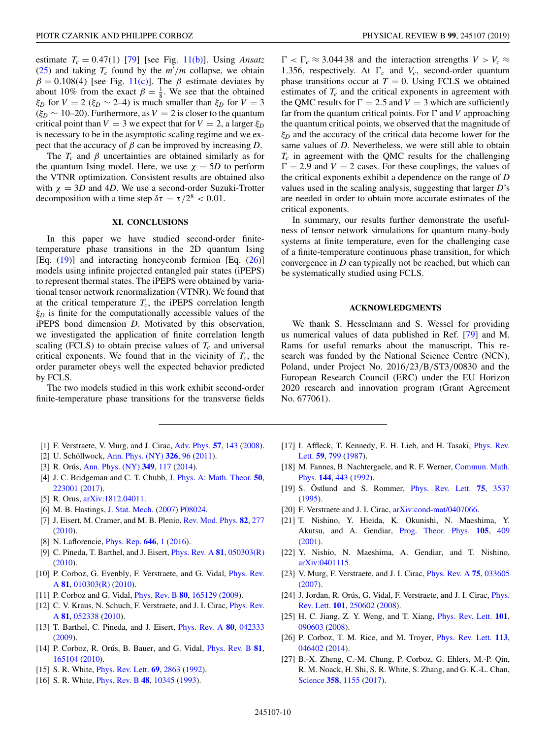estimate $T_c = 0.47(1)$ [79] [see Fig. 11(b)]. Using *Ansatz* (25) and taking $T_c$ found by the $m'/m$ collapse, we obtain $\beta = 0.108(4)$ [see Fig. 11(c)]. The $\beta$ estimate deviates by about 10% from the exact $\beta = \frac{1}{8}$. We see that the obtained $\xi_D$ for $V = 2$ ($\xi_D \sim 2$–4) is much smaller than $\xi_D$ for $V = 3$ ($\xi_D \sim 10$–20). Furthermore, as $V = 2$ is closer to the quantum critical point than $V = 3$ we expect that for $V = 2$, a larger $\xi_D$ is necessary to be in the asymptotic scaling regime and we expect that the accuracy of $\beta$ can be improved by increasing $D$.

The $T_c$ and $\beta$ uncertainties are obtained similarly as for the quantum Ising model. Here, we use $\chi = 5D$ to perform the VTNR optimization. Consistent results are obtained also with $\chi = 3D$ and $4D$. We use a second-order Suzuki-Trotter decomposition with a time step $\delta\tau = \tau/2^8 < 0.01$.

## XI. CONCLUSIONS

In this paper we have studied second-order finite-temperature phase transitions in the 2D quantum Ising [Eq. (19)] and interacting honeycomb fermion [Eq. (26)] models using infinite projected entangled pair states (iPEPS) to represent thermal states. The iPEPS were obtained by variational tensor network renormalization (VTNR). We found that at the critical temperature $T_c$, the iPEPS correlation length $\xi_D$ is finite for the computationally accessible values of the iPEPS bond dimension $D$. Motivated by this observation, we investigated the application of finite correlation length scaling (FCLS) to obtain precise values of $T_c$ and universal critical exponents. We found that in the vicinity of $T_c$, the order parameter obeys well the expected behavior predicted by FCLS.

The two models studied in this work exhibit second-order finite-temperature phase transitions for the transverse fields $\Gamma < \Gamma_c \approx 3.044\,38$ and the interaction strengths $V > V_c \approx 1.356$, respectively. At $\Gamma_c$ and $V_c$, second-order quantum phase transitions occur at $T = 0$. Using FCLS we obtained estimates of $T_c$ and the critical exponents in agreement with the QMC results for $\Gamma = 2.5$ and $V = 3$ which are sufficiently far from the quantum critical points. For $\Gamma$ and $V$ approaching the quantum critical points, we observed that the magnitude of $\xi_D$ and the accuracy of the critical data become lower for the same values of $D$. Nevertheless, we were still able to obtain $T_c$ in agreement with the QMC results for the challenging $\Gamma = 2.9$ and $V = 2$ cases. For these couplings, the values of the critical exponents exhibit a dependence on the range of $D$ values used in the scaling analysis, suggesting that larger $D$'s are needed in order to obtain more accurate estimates of the critical exponents.

In summary, our results further demonstrate the usefulness of tensor network simulations for quantum many-body systems at finite temperature, even for the challenging case of a finite-temperature continuous phase transition, for which convergence in $D$ can typically not be reached, but which can be systematically studied using FCLS.

## ACKNOWLEDGMENTS

We thank S. Hesselmann and S. Wessel for providing us numerical values of data published in Ref. [79] and M. Rams for useful remarks about the manuscript. This research was funded by the National Science Centre (NCN), Poland, under Project No. 2016/23/B/ST3/00830 and the European Research Council (ERC) under the EU Horizon 2020 research and innovation program (Grant Agreement No. 677061).

---

[1] F. Verstraete, V. Murg, and J. Cirac, Adv. Phys. **57**, 143 (2008).
[2] U. Schöllwock, Ann. Phys. (NY) **326**, 96 (2011).
[3] R. Orús, Ann. Phys. (NY) **349**, 117 (2014).
[4] J. C. Bridgeman and C. T. Chubb, J. Phys. A: Math. Theor. **50**, 223001 (2017).
[5] R. Orus, arXiv:1812.04011.
[6] M. B. Hastings, J. Stat. Mech. (2007) P08024.
[7] J. Eisert, M. Cramer, and M. B. Plenio, Rev. Mod. Phys. **82**, 277 (2010).
[8] N. Laflorencie, Phys. Rep. **646**, 1 (2016).
[9] C. Pineda, T. Barthel, and J. Eisert, Phys. Rev. A **81**, 050303(R) (2010).
[10] P. Corboz, G. Evenbly, F. Verstraete, and G. Vidal, Phys. Rev. A **81**, 010303(R) (2010).
[11] P. Corboz and G. Vidal, Phys. Rev. B **80**, 165129 (2009).
[12] C. V. Kraus, N. Schuch, F. Verstraete, and J. I. Cirac, Phys. Rev. A **81**, 052338 (2010).
[13] T. Barthel, C. Pineda, and J. Eisert, Phys. Rev. A **80**, 042333 (2009).
[14] P. Corboz, R. Orús, B. Bauer, and G. Vidal, Phys. Rev. B **81**, 165104 (2010).
[15] S. R. White, Phys. Rev. Lett. **69**, 2863 (1992).
[16] S. R. White, Phys. Rev. B **48**, 10345 (1993).
[17] I. Affleck, T. Kennedy, E. H. Lieb, and H. Tasaki, Phys. Rev. Lett. **59**, 799 (1987).
[18] M. Fannes, B. Nachtergaele, and R. F. Werner, Commun. Math. Phys. **144**, 443 (1992).
[19] S. Östlund and S. Rommer, Phys. Rev. Lett. **75**, 3537 (1995).
[20] F. Verstraete and J. I. Cirac, arXiv:cond-mat/0407066.
[21] T. Nishino, Y. Hieida, K. Okunishi, N. Maeshima, Y. Akutsu, and A. Gendiar, Prog. Theor. Phys. **105**, 409 (2001).
[22] Y. Nishio, N. Maeshima, A. Gendiar, and T. Nishino, arXiv:0401115.
[23] V. Murg, F. Verstraete, and J. I. Cirac, Phys. Rev. A **75**, 033605 (2007).
[24] J. Jordan, R. Orús, G. Vidal, F. Verstraete, and J. I. Cirac, Phys. Rev. Lett. **101**, 250602 (2008).
[25] H. C. Jiang, Z. Y. Weng, and T. Xiang, Phys. Rev. Lett. **101**, 090603 (2008).
[26] P. Corboz, T. M. Rice, and M. Troyer, Phys. Rev. Lett. **113**, 046402 (2014).
[27] B.-X. Zheng, C.-M. Chung, P. Corboz, G. Ehlers, M.-P. Qin, R. M. Noack, H. Shi, S. R. White, S. Zhang, and G. K.-L. Chan, Science **358**, 1155 (2017).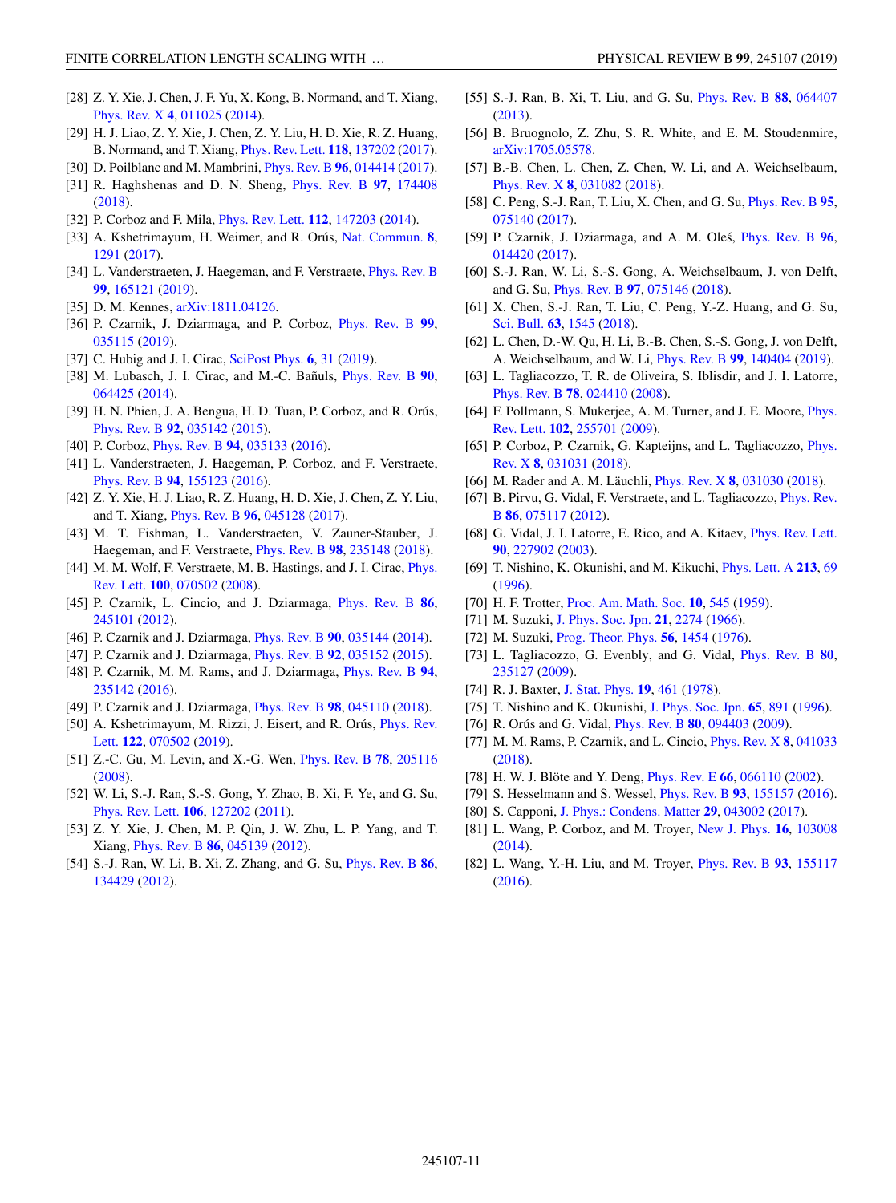[28] Z. Y. Xie, J. Chen, J. F. Yu, X. Kong, B. Normand, and T. Xiang, Phys. Rev. X **4**, 011025 (2014).

[29] H. J. Liao, Z. Y. Xie, J. Chen, Z. Y. Liu, H. D. Xie, R. Z. Huang, B. Normand, and T. Xiang, Phys. Rev. Lett. **118**, 137202 (2017).

[30] D. Poilblanc and M. Mambrini, Phys. Rev. B **96**, 014414 (2017).

[31] R. Haghshenas and D. N. Sheng, Phys. Rev. B **97**, 174408 (2018).

[32] P. Corboz and F. Mila, Phys. Rev. Lett. **112**, 147203 (2014).

[33] A. Kshetrimayum, H. Weimer, and R. Orús, Nat. Commun. **8**, 1291 (2017).

[34] L. Vanderstraeten, J. Haegeman, and F. Verstraete, Phys. Rev. B **99**, 165121 (2019).

[35] D. M. Kennes, arXiv:1811.04126.

[36] P. Czarnik, J. Dziarmaga, and P. Corboz, Phys. Rev. B **99**, 035115 (2019).

[37] C. Hubig and J. I. Cirac, SciPost Phys. **6**, 31 (2019).

[38] M. Lubasch, J. I. Cirac, and M.-C. Bañuls, Phys. Rev. B **90**, 064425 (2014).

[39] H. N. Phien, J. A. Bengua, H. D. Tuan, P. Corboz, and R. Orús, Phys. Rev. B **92**, 035142 (2015).

[40] P. Corboz, Phys. Rev. B **94**, 035133 (2016).

[41] L. Vanderstraeten, J. Haegeman, P. Corboz, and F. Verstraete, Phys. Rev. B **94**, 155123 (2016).

[42] Z. Y. Xie, H. J. Liao, R. Z. Huang, H. D. Xie, J. Chen, Z. Y. Liu, and T. Xiang, Phys. Rev. B **96**, 045128 (2017).

[43] M. T. Fishman, L. Vanderstraeten, V. Zauner-Stauber, J. Haegeman, and F. Verstraete, Phys. Rev. B **98**, 235148 (2018).

[44] M. M. Wolf, F. Verstraete, M. B. Hastings, and J. I. Cirac, Phys. Rev. Lett. **100**, 070502 (2008).

[45] P. Czarnik, L. Cincio, and J. Dziarmaga, Phys. Rev. B **86**, 245101 (2012).

[46] P. Czarnik and J. Dziarmaga, Phys. Rev. B **90**, 035144 (2014).

[47] P. Czarnik and J. Dziarmaga, Phys. Rev. B **92**, 035152 (2015).

[48] P. Czarnik, M. M. Rams, and J. Dziarmaga, Phys. Rev. B **94**, 235142 (2016).

[49] P. Czarnik and J. Dziarmaga, Phys. Rev. B **98**, 045110 (2018).

[50] A. Kshetrimayum, M. Rizzi, J. Eisert, and R. Orús, Phys. Rev. Lett. **122**, 070502 (2019).

[51] Z.-C. Gu, M. Levin, and X.-G. Wen, Phys. Rev. B **78**, 205116 (2008).

[52] W. Li, S.-J. Ran, S.-S. Gong, Y. Zhao, B. Xi, F. Ye, and G. Su, Phys. Rev. Lett. **106**, 127202 (2011).

[53] Z. Y. Xie, J. Chen, M. P. Qin, J. W. Zhu, L. P. Yang, and T. Xiang, Phys. Rev. B **86**, 045139 (2012).

[54] S.-J. Ran, W. Li, B. Xi, Z. Zhang, and G. Su, Phys. Rev. B **86**, 134429 (2012).

[55] S.-J. Ran, B. Xi, T. Liu, and G. Su, Phys. Rev. B **88**, 064407 (2013).

[56] B. Bruognolo, Z. Zhu, S. R. White, and E. M. Stoudenmire, arXiv:1705.05578.

[57] B.-B. Chen, L. Chen, Z. Chen, W. Li, and A. Weichselbaum, Phys. Rev. X **8**, 031082 (2018).

[58] C. Peng, S.-J. Ran, T. Liu, X. Chen, and G. Su, Phys. Rev. B **95**, 075140 (2017).

[59] P. Czarnik, J. Dziarmaga, and A. M. Oleś, Phys. Rev. B **96**, 014420 (2017).

[60] S.-J. Ran, W. Li, S.-S. Gong, A. Weichselbaum, J. von Delft, and G. Su, Phys. Rev. B **97**, 075146 (2018).

[61] X. Chen, S.-J. Ran, T. Liu, C. Peng, Y.-Z. Huang, and G. Su, Sci. Bull. **63**, 1545 (2018).

[62] L. Chen, D.-W. Qu, H. Li, B.-B. Chen, S.-S. Gong, J. von Delft, A. Weichselbaum, and W. Li, Phys. Rev. B **99**, 140404 (2019).

[63] L. Tagliacozzo, T. R. de Oliveira, S. Iblisdir, and J. I. Latorre, Phys. Rev. B **78**, 024410 (2008).

[64] F. Pollmann, S. Mukerjee, A. M. Turner, and J. E. Moore, Phys. Rev. Lett. **102**, 255701 (2009).

[65] P. Corboz, P. Czarnik, G. Kapteijns, and L. Tagliacozzo, Phys. Rev. X **8**, 031031 (2018).

[66] M. Rader and A. M. Läuchli, Phys. Rev. X **8**, 031030 (2018).

[67] B. Pirvu, G. Vidal, F. Verstraete, and L. Tagliacozzo, Phys. Rev. B **86**, 075117 (2012).

[68] G. Vidal, J. I. Latorre, E. Rico, and A. Kitaev, Phys. Rev. Lett. **90**, 227902 (2003).

[69] T. Nishino, K. Okunishi, and M. Kikuchi, Phys. Lett. A **213**, 69 (1996).

[70] H. F. Trotter, Proc. Am. Math. Soc. **10**, 545 (1959).

[71] M. Suzuki, J. Phys. Soc. Jpn. **21**, 2274 (1966).

[72] M. Suzuki, Prog. Theor. Phys. **56**, 1454 (1976).

[73] L. Tagliacozzo, G. Evenbly, and G. Vidal, Phys. Rev. B **80**, 235127 (2009).

[74] R. J. Baxter, J. Stat. Phys. **19**, 461 (1978).

[75] T. Nishino and K. Okunishi, J. Phys. Soc. Jpn. **65**, 891 (1996).

[76] R. Orús and G. Vidal, Phys. Rev. B **80**, 094403 (2009).

[77] M. M. Rams, P. Czarnik, and L. Cincio, Phys. Rev. X **8**, 041033 (2018).

[78] H. W. J. Blöte and Y. Deng, Phys. Rev. E **66**, 066110 (2002).

[79] S. Hesselmann and S. Wessel, Phys. Rev. B **93**, 155157 (2016).

[80] S. Capponi, J. Phys.: Condens. Matter **29**, 043002 (2017).

[81] L. Wang, P. Corboz, and M. Troyer, New J. Phys. **16**, 103008 (2014).

[82] L. Wang, Y.-H. Liu, and M. Troyer, Phys. Rev. B **93**, 155117 (2016).